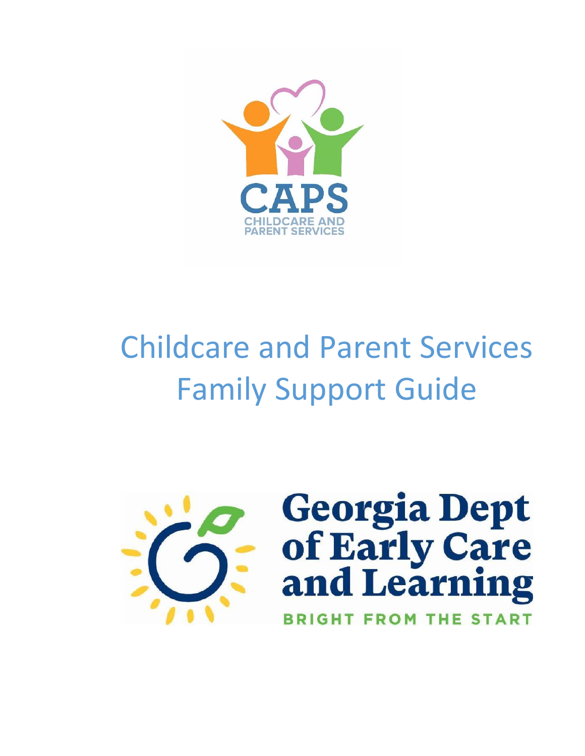CAPS

CHILDCARE AND PARENT SERVICES

# Childcare and Parent Services Family Support Guide

Georgia Dept of Early Care and Learning

BRIGHT FROM THE START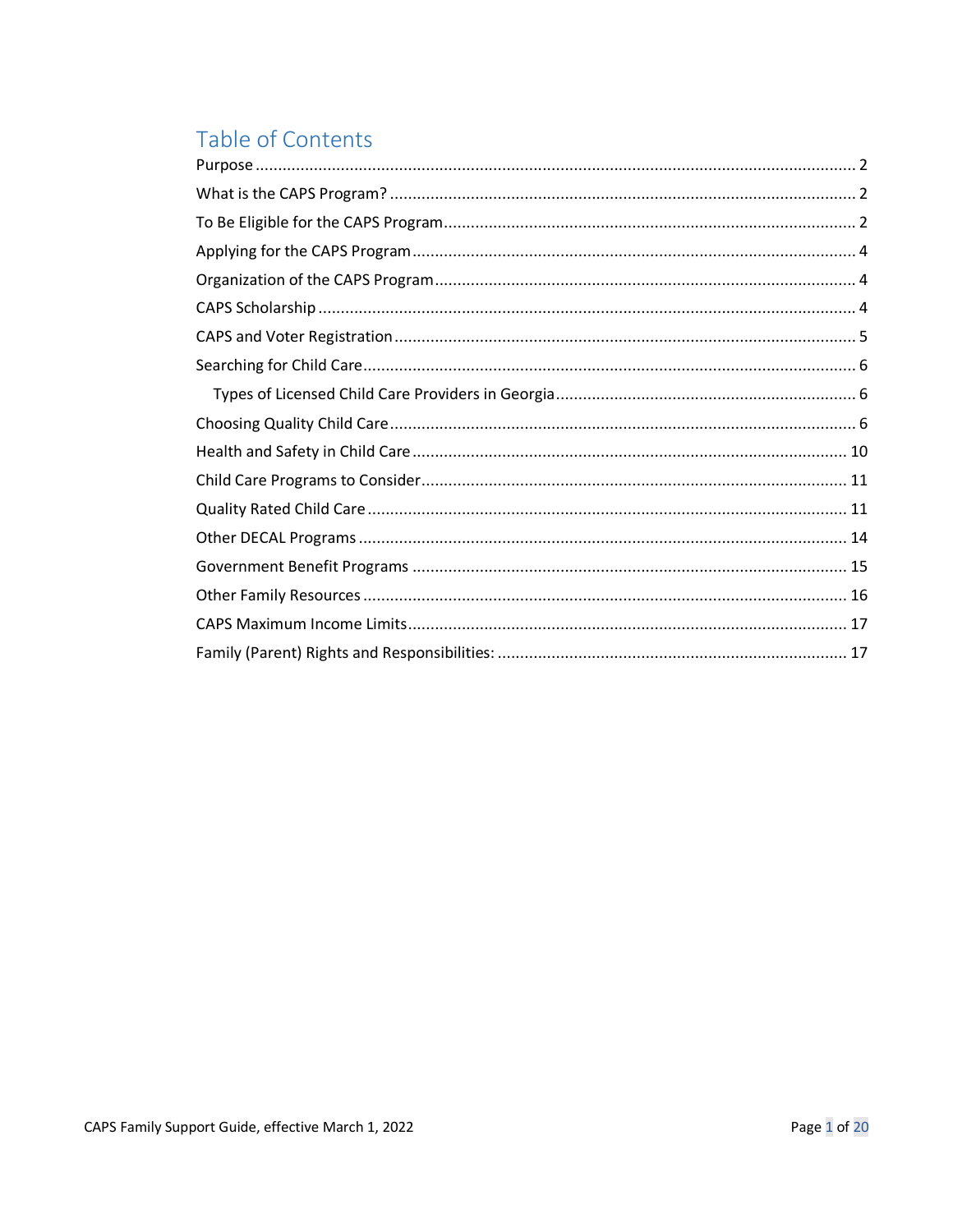# Table of Contents

Purpose ........................................................................................................................ 2

What is the CAPS Program? ........................................................................................ 2

To Be Eligible for the CAPS Program........................................................................... 2

Applying for the CAPS Program................................................................................... 4

Organization of the CAPS Program.............................................................................. 4

CAPS Scholarship ........................................................................................................ 4

CAPS and Voter Registration ....................................................................................... 5

Searching for Child Care.............................................................................................. 6

- Types of Licensed Child Care Providers in Georgia.................................................. 6

Choosing Quality Child Care ........................................................................................ 6

Health and Safety in Child Care ................................................................................. 10

Child Care Programs to Consider............................................................................... 11

Quality Rated Child Care ........................................................................................... 11

Other DECAL Programs ............................................................................................. 14

Government Benefit Programs .................................................................................. 15

Other Family Resources ............................................................................................. 16

CAPS Maximum Income Limits.................................................................................. 17

Family (Parent) Rights and Responsibilities: .............................................................. 17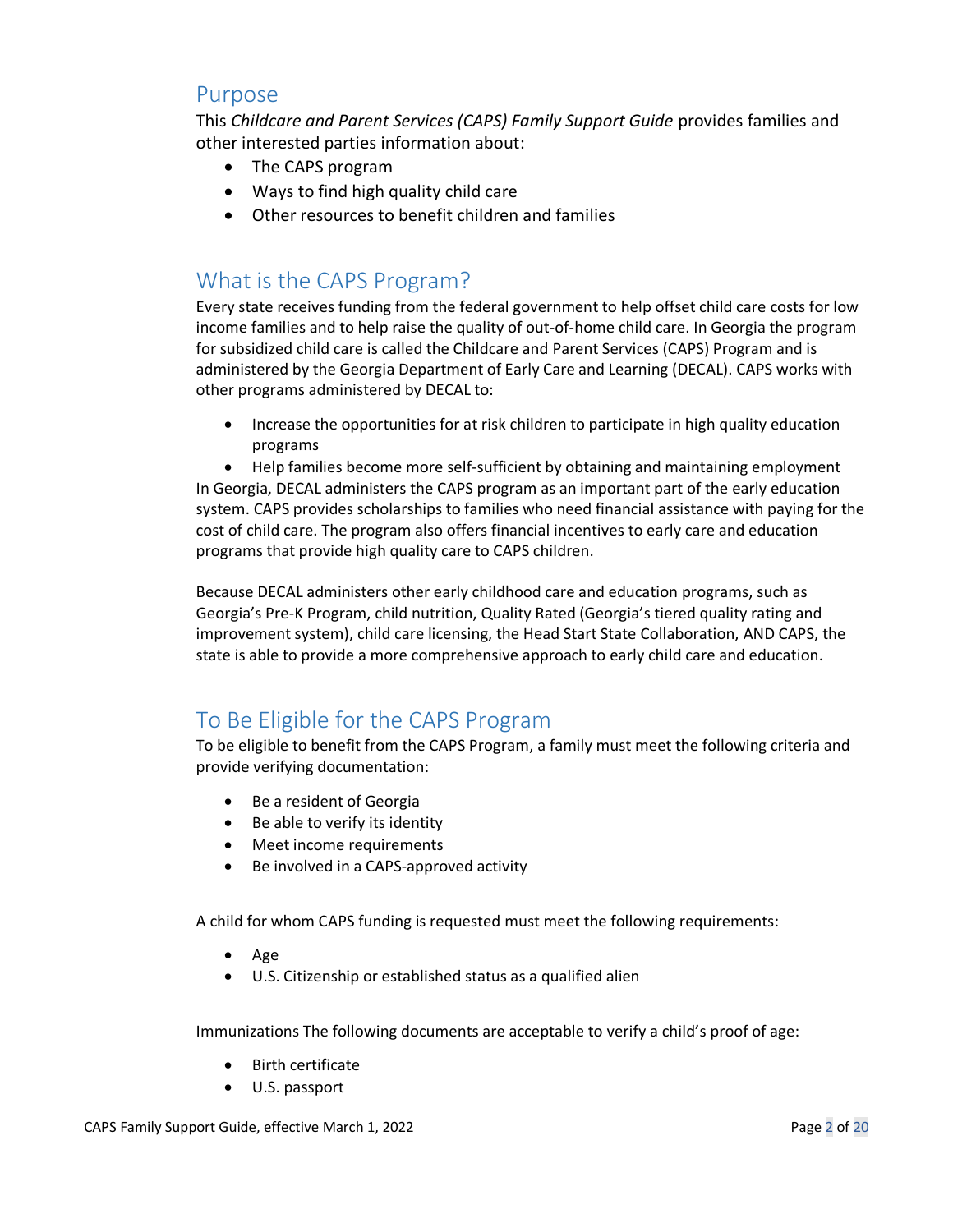## Purpose

This *Childcare and Parent Services (CAPS) Family Support Guide* provides families and other interested parties information about:

- The CAPS program
- Ways to find high quality child care
- Other resources to benefit children and families

## What is the CAPS Program?

Every state receives funding from the federal government to help offset child care costs for low income families and to help raise the quality of out-of-home child care. In Georgia the program for subsidized child care is called the Childcare and Parent Services (CAPS) Program and is administered by the Georgia Department of Early Care and Learning (DECAL). CAPS works with other programs administered by DECAL to:

- Increase the opportunities for at risk children to participate in high quality education programs
- Help families become more self-sufficient by obtaining and maintaining employment

In Georgia, DECAL administers the CAPS program as an important part of the early education system. CAPS provides scholarships to families who need financial assistance with paying for the cost of child care. The program also offers financial incentives to early care and education programs that provide high quality care to CAPS children.

Because DECAL administers other early childhood care and education programs, such as Georgia's Pre-K Program, child nutrition, Quality Rated (Georgia's tiered quality rating and improvement system), child care licensing, the Head Start State Collaboration, AND CAPS, the state is able to provide a more comprehensive approach to early child care and education.

## To Be Eligible for the CAPS Program

To be eligible to benefit from the CAPS Program, a family must meet the following criteria and provide verifying documentation:

- Be a resident of Georgia
- Be able to verify its identity
- Meet income requirements
- Be involved in a CAPS-approved activity

A child for whom CAPS funding is requested must meet the following requirements:

- Age
- U.S. Citizenship or established status as a qualified alien

Immunizations The following documents are acceptable to verify a child's proof of age:

- Birth certificate
- U.S. passport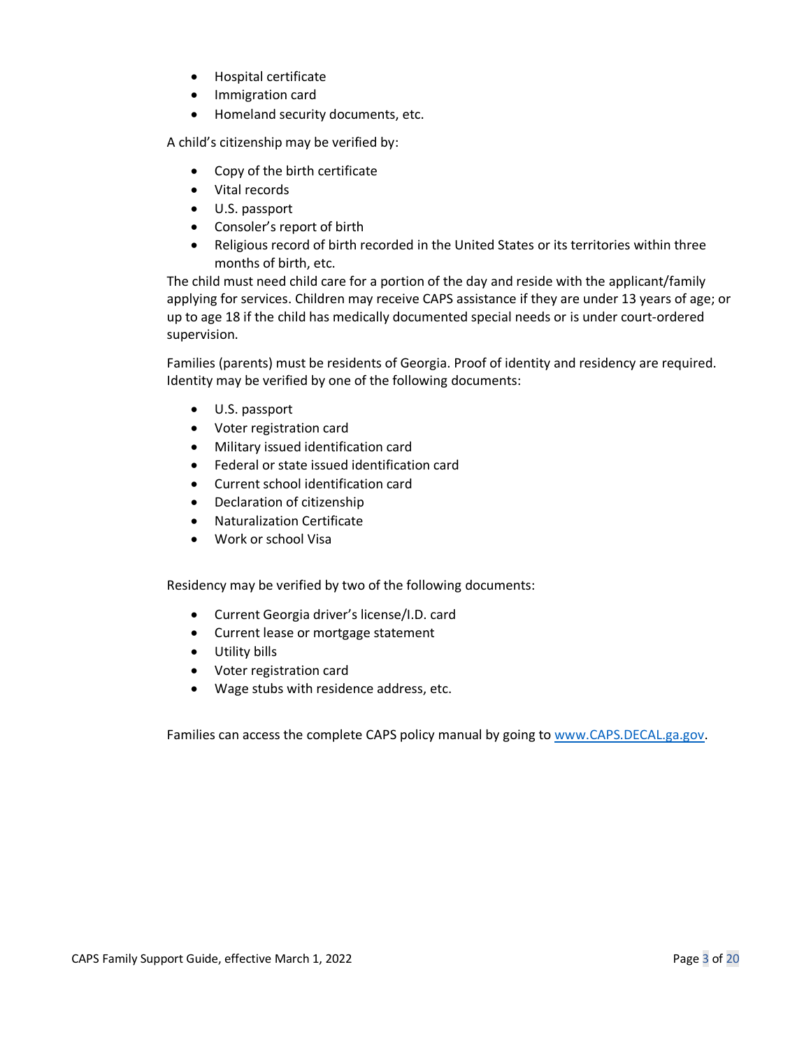- Hospital certificate
- Immigration card
- Homeland security documents, etc.

A child's citizenship may be verified by:

- Copy of the birth certificate
- Vital records
- U.S. passport
- Consoler's report of birth
- Religious record of birth recorded in the United States or its territories within three months of birth, etc.

The child must need child care for a portion of the day and reside with the applicant/family applying for services. Children may receive CAPS assistance if they are under 13 years of age; or up to age 18 if the child has medically documented special needs or is under court-ordered supervision.

Families (parents) must be residents of Georgia. Proof of identity and residency are required. Identity may be verified by one of the following documents:

- U.S. passport
- Voter registration card
- Military issued identification card
- Federal or state issued identification card
- Current school identification card
- Declaration of citizenship
- Naturalization Certificate
- Work or school Visa

Residency may be verified by two of the following documents:

- Current Georgia driver's license/I.D. card
- Current lease or mortgage statement
- Utility bills
- Voter registration card
- Wage stubs with residence address, etc.

Families can access the complete CAPS policy manual by going to [www.CAPS.DECAL.ga.gov](www.CAPS.DECAL.ga.gov).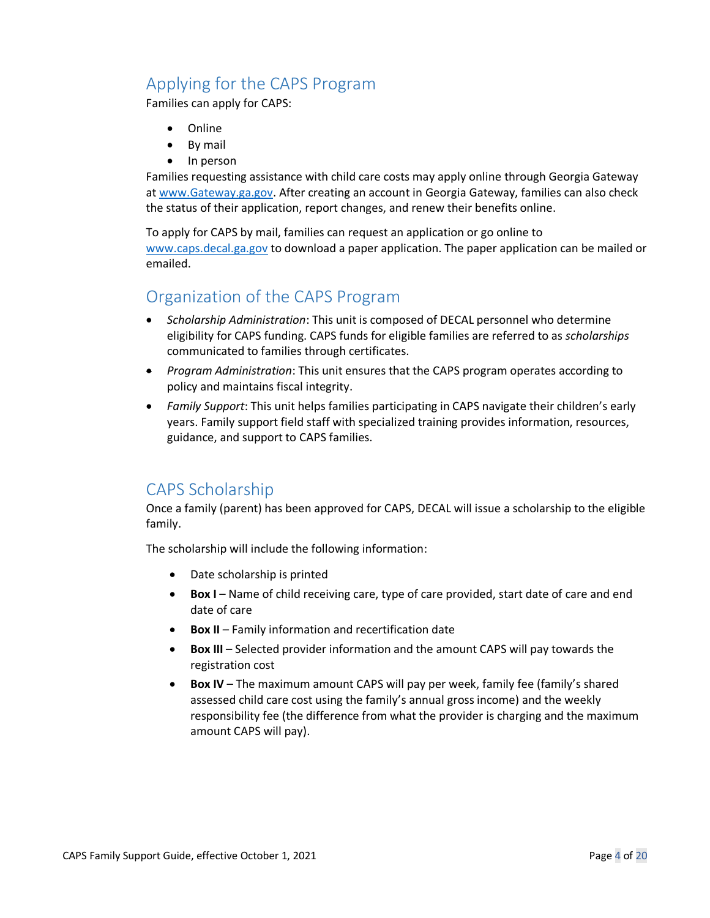## Applying for the CAPS Program

Families can apply for CAPS:

- Online
- By mail
- In person

Families requesting assistance with child care costs may apply online through Georgia Gateway at [www.Gateway.ga.gov](http://www.Gateway.ga.gov). After creating an account in Georgia Gateway, families can also check the status of their application, report changes, and renew their benefits online.

To apply for CAPS by mail, families can request an application or go online to [www.caps.decal.ga.gov](http://www.caps.decal.ga.gov) to download a paper application. The paper application can be mailed or emailed.

## Organization of the CAPS Program

- *Scholarship Administration*: This unit is composed of DECAL personnel who determine eligibility for CAPS funding. CAPS funds for eligible families are referred to as *scholarships* communicated to families through certificates.
- *Program Administration*: This unit ensures that the CAPS program operates according to policy and maintains fiscal integrity.
- *Family Support*: This unit helps families participating in CAPS navigate their children's early years. Family support field staff with specialized training provides information, resources, guidance, and support to CAPS families.

## CAPS Scholarship

Once a family (parent) has been approved for CAPS, DECAL will issue a scholarship to the eligible family.

The scholarship will include the following information:

- Date scholarship is printed
- **Box I** – Name of child receiving care, type of care provided, start date of care and end date of care
- **Box II** – Family information and recertification date
- **Box III** – Selected provider information and the amount CAPS will pay towards the registration cost
- **Box IV** – The maximum amount CAPS will pay per week, family fee (family's shared assessed child care cost using the family's annual gross income) and the weekly responsibility fee (the difference from what the provider is charging and the maximum amount CAPS will pay).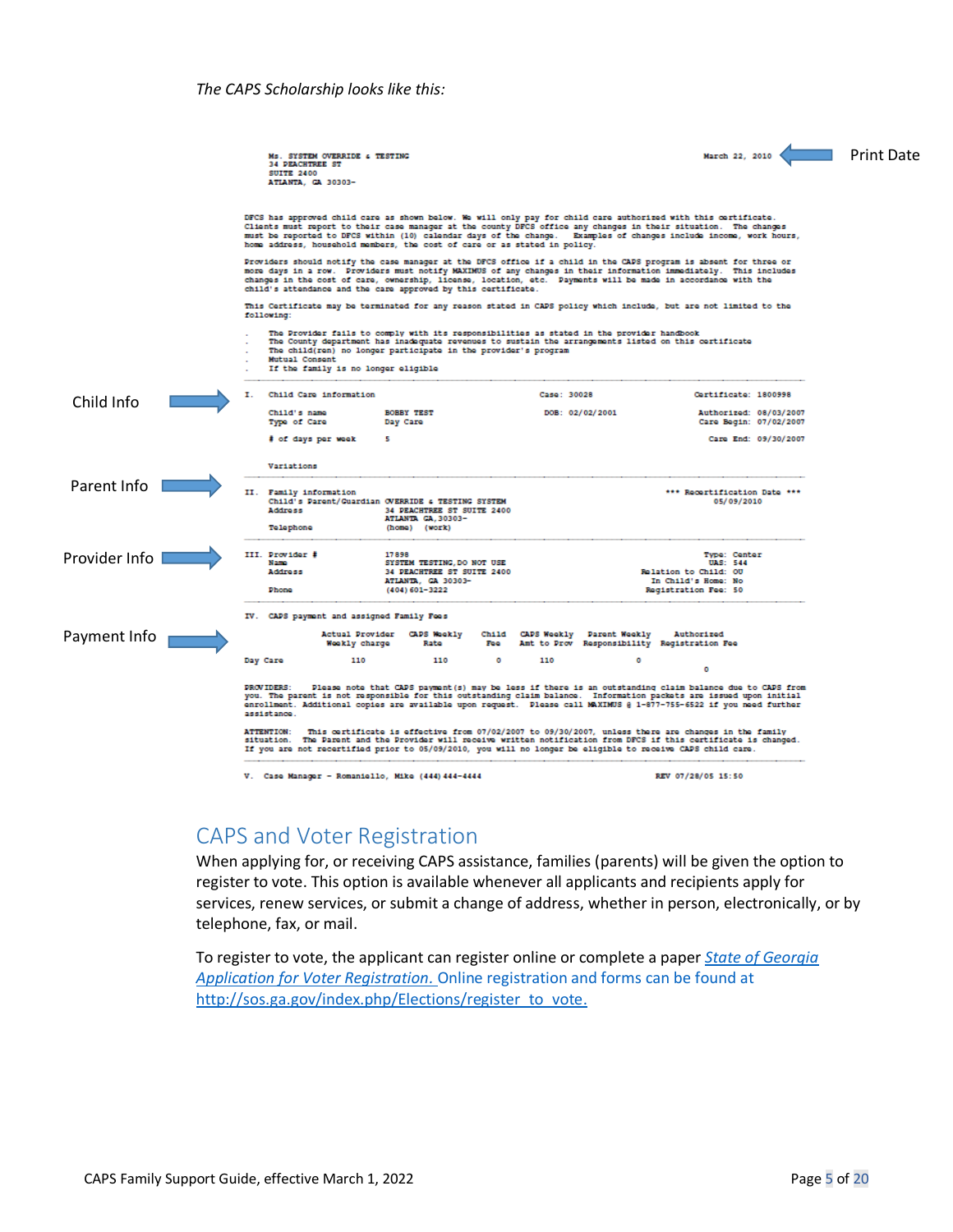*The CAPS Scholarship looks like this:*

Ms. SYSTEM OVERRIDE & TESTING
34 PEACHTREE ST
SUITE 2400
ATLANTA, GA 30303-

March 22, 2010 ← Print Date

DFCS has approved child care as shown below. We will only pay for child care authorized with this certificate. Clients must report to their case manager at the county DFCS office any changes in their situation. The changes must be reported to DFCS within (10) calendar days of the change. Examples of changes include income, work hours, home address, household members, the cost of care or as stated in policy.

Providers should notify the case manager at the DFCS office if a child in the CAPS program is absent for three or more days in a row. Providers must notify MAXIMUS of any changes in their information immediately. This includes changes in the cost of care, ownership, license, location, etc. Payments will be made in accordance with the child's attendance and the care approved by this certificate.

This Certificate may be terminated for any reason stated in CAPS policy which include, but are not limited to the following:

- The Provider fails to comply with its responsibilities as stated in the provider handbook
- The County department has inadequate revenues to sustain the arrangements listed on this certificate
- The child(ren) no longer participate in the provider's program
- Mutual Consent
- If the family is no longer eligible

Child Info →

I. Child Care information — Case: 30028 — Certificate: 1800998

Child's name: BOBBY TEST — DOB: 02/02/2001 — Authorized: 08/03/2007
Type of Care: Day Care — Care Begin: 07/02/2007
# of days per week: 5 — Care End: 09/30/2007

Variations

Parent Info →

II. Family information — \*\*\* Recertification Date \*\*\* 05/09/2010
Child's Parent/Guardian: OVERRIDE & TESTING SYSTEM
Address: 34 PEACHTREE ST SUITE 2400, ATLANTA GA, 30303-
Telephone: (home) (work)

Provider Info →

III. Provider #: 17898 — Type: Center
Name: SYSTEM TESTING, DO NOT USE — UAS: 544
Address: 34 PEACHTREE ST SUITE 2400, ATLANTA, GA 30303- — Relation to Child: OU
In Child's Home: No
Phone: (404) 601-3222 — Registration Fee: 50

Payment Info →

IV. CAPS payment and assigned Family Fees

| | Actual Provider Weekly charge | CAPS Weekly Rate | Child Fee | CAPS Weekly Amt to Prov | Parent Weekly Responsibility | Authorized Registration Fee |
|---|---|---|---|---|---|---|
| Day Care | 110 | 110 | 0 | 110 | 0 | 0 |

PROVIDERS: Please note that CAPS payment(s) may be less if there is an outstanding claim balance due to CAPS from you. The parent is not responsible for this outstanding claim balance. Information packets are issued upon initial enrollment. Additional copies are available upon request. Please call MAXIMUS @ 1-877-755-6522 if you need further assistance.

ATTENTION: This certificate is effective from 07/02/2007 to 09/30/2007, unless there are changes in the family situation. The Parent and the Provider will receive written notification from DFCS if this certificate is changed. If you are not recertified prior to 05/09/2010, you will no longer be eligible to receive CAPS child care.

V. Case Manager - Romaniello, Mike (444) 444-4444 — REV 07/28/05 15:50

## CAPS and Voter Registration

When applying for, or receiving CAPS assistance, families (parents) will be given the option to register to vote. This option is available whenever all applicants and recipients apply for services, renew services, or submit a change of address, whether in person, electronically, or by telephone, fax, or mail.

To register to vote, the applicant can register online or complete a paper *State of Georgia Application for Voter Registration.* Online registration and forms can be found at http://sos.ga.gov/index.php/Elections/register_to_vote.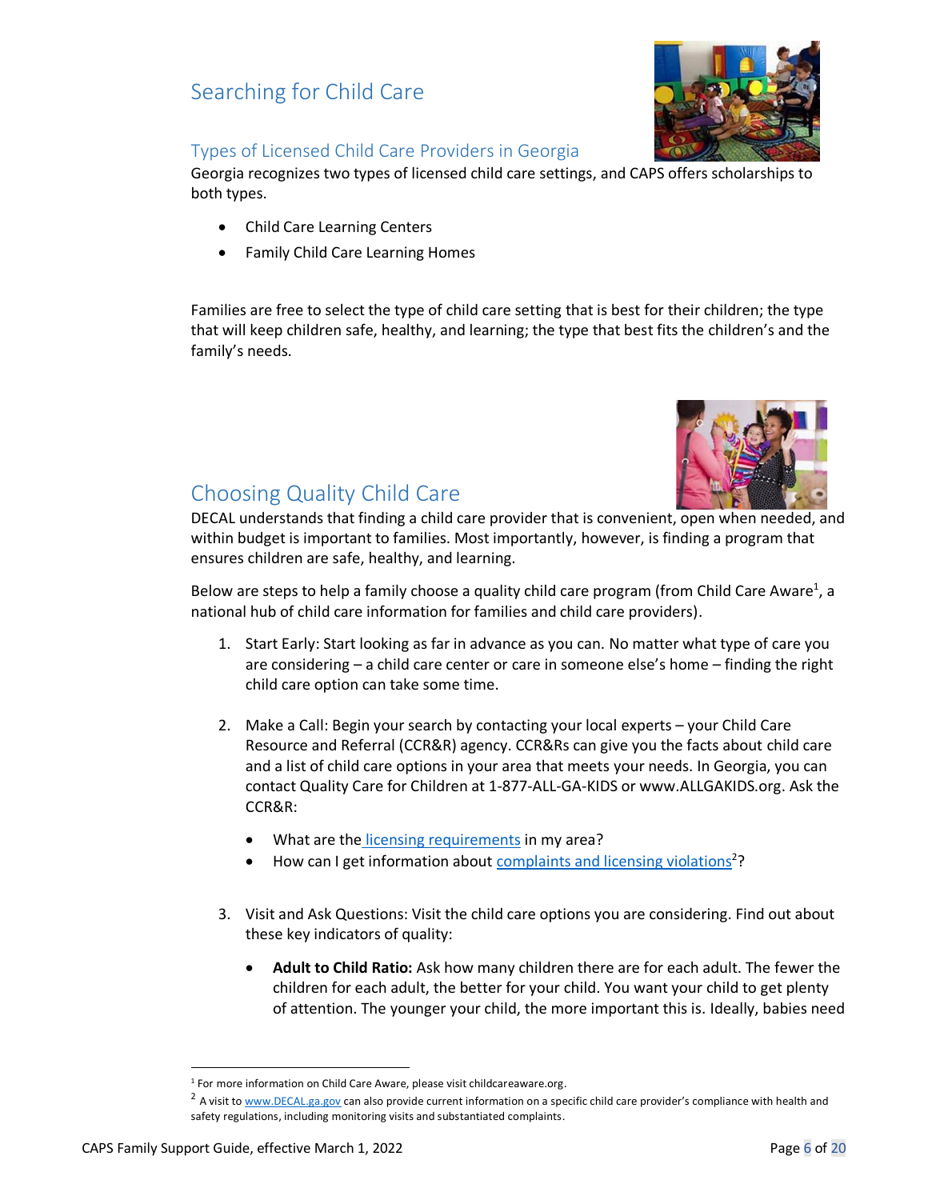# Searching for Child Care

## Types of Licensed Child Care Providers in Georgia

Georgia recognizes two types of licensed child care settings, and CAPS offers scholarships to both types.

- Child Care Learning Centers
- Family Child Care Learning Homes

Families are free to select the type of child care setting that is best for their children; the type that will keep children safe, healthy, and learning; the type that best fits the children's and the family's needs.

## Choosing Quality Child Care

DECAL understands that finding a child care provider that is convenient, open when needed, and within budget is important to families. Most importantly, however, is finding a program that ensures children are safe, healthy, and learning.

Below are steps to help a family choose a quality child care program (from Child Care Aware[1], a national hub of child care information for families and child care providers).

1. Start Early: Start looking as far in advance as you can. No matter what type of care you are considering – a child care center or care in someone else's home – finding the right child care option can take some time.

2. Make a Call: Begin your search by contacting your local experts – your Child Care Resource and Referral (CCR&R) agency. CCR&Rs can give you the facts about child care and a list of child care options in your area that meets your needs. In Georgia, you can contact Quality Care for Children at 1-877-ALL-GA-KIDS or www.ALLGAKIDS.org. Ask the CCR&R:

   - What are the licensing requirements in my area?
   - How can I get information about complaints and licensing violations[2]?

3. Visit and Ask Questions: Visit the child care options you are considering. Find out about these key indicators of quality:

   - **Adult to Child Ratio:** Ask how many children there are for each adult. The fewer the children for each adult, the better for your child. You want your child to get plenty of attention. The younger your child, the more important this is. Ideally, babies need

[1] For more information on Child Care Aware, please visit childcareaware.org.

[2] A visit to www.DECAL.ga.gov can also provide current information on a specific child care provider's compliance with health and safety regulations, including monitoring visits and substantiated complaints.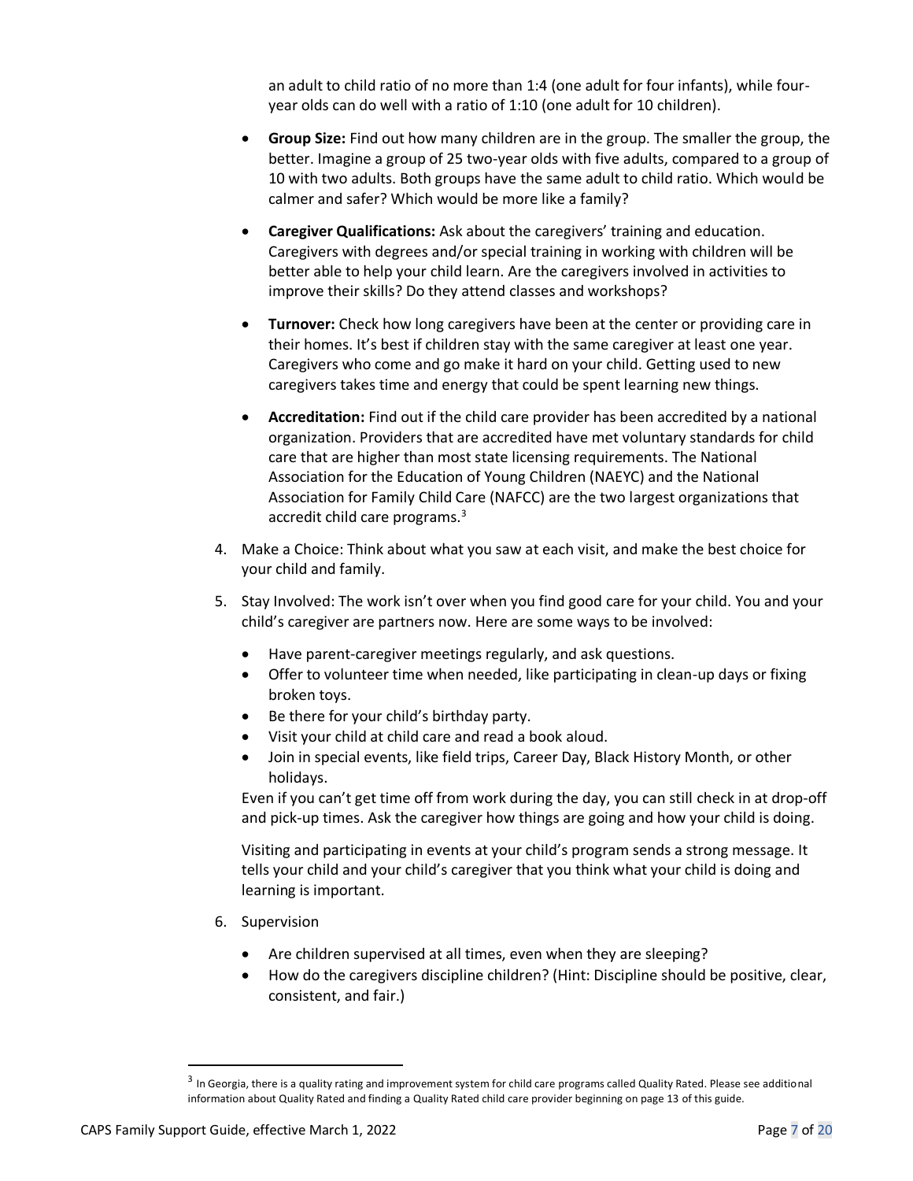an adult to child ratio of no more than 1:4 (one adult for four infants), while four-year olds can do well with a ratio of 1:10 (one adult for 10 children).

- **Group Size:** Find out how many children are in the group. The smaller the group, the better. Imagine a group of 25 two-year olds with five adults, compared to a group of 10 with two adults. Both groups have the same adult to child ratio. Which would be calmer and safer? Which would be more like a family?
- **Caregiver Qualifications:** Ask about the caregivers' training and education. Caregivers with degrees and/or special training in working with children will be better able to help your child learn. Are the caregivers involved in activities to improve their skills? Do they attend classes and workshops?
- **Turnover:** Check how long caregivers have been at the center or providing care in their homes. It's best if children stay with the same caregiver at least one year. Caregivers who come and go make it hard on your child. Getting used to new caregivers takes time and energy that could be spent learning new things.
- **Accreditation:** Find out if the child care provider has been accredited by a national organization. Providers that are accredited have met voluntary standards for child care that are higher than most state licensing requirements. The National Association for the Education of Young Children (NAEYC) and the National Association for Family Child Care (NAFCC) are the two largest organizations that accredit child care programs.[3]

4. Make a Choice: Think about what you saw at each visit, and make the best choice for your child and family.

5. Stay Involved: The work isn't over when you find good care for your child. You and your child's caregiver are partners now. Here are some ways to be involved:
   - Have parent-caregiver meetings regularly, and ask questions.
   - Offer to volunteer time when needed, like participating in clean-up days or fixing broken toys.
   - Be there for your child's birthday party.
   - Visit your child at child care and read a book aloud.
   - Join in special events, like field trips, Career Day, Black History Month, or other holidays.

   Even if you can't get time off from work during the day, you can still check in at drop-off and pick-up times. Ask the caregiver how things are going and how your child is doing.

   Visiting and participating in events at your child's program sends a strong message. It tells your child and your child's caregiver that you think what your child is doing and learning is important.

6. Supervision
   - Are children supervised at all times, even when they are sleeping?
   - How do the caregivers discipline children? (Hint: Discipline should be positive, clear, consistent, and fair.)

[3] In Georgia, there is a quality rating and improvement system for child care programs called Quality Rated. Please see additional information about Quality Rated and finding a Quality Rated child care provider beginning on page 13 of this guide.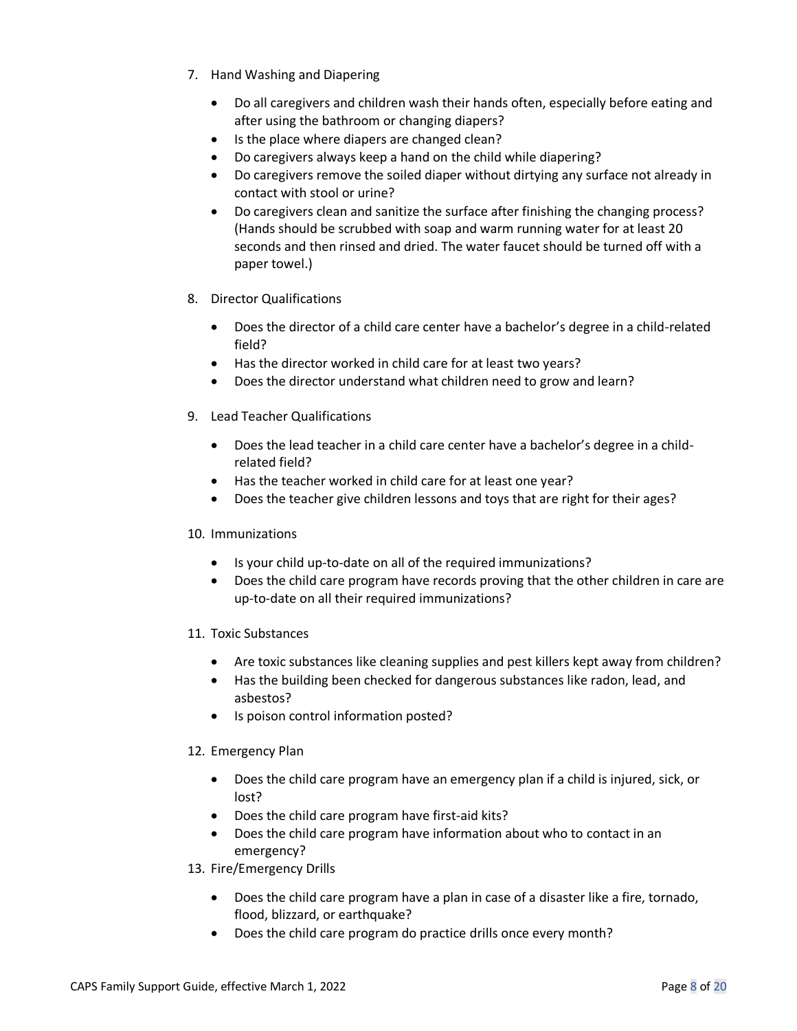7. Hand Washing and Diapering

   - Do all caregivers and children wash their hands often, especially before eating and after using the bathroom or changing diapers?
   - Is the place where diapers are changed clean?
   - Do caregivers always keep a hand on the child while diapering?
   - Do caregivers remove the soiled diaper without dirtying any surface not already in contact with stool or urine?
   - Do caregivers clean and sanitize the surface after finishing the changing process? (Hands should be scrubbed with soap and warm running water for at least 20 seconds and then rinsed and dried. The water faucet should be turned off with a paper towel.)

8. Director Qualifications

   - Does the director of a child care center have a bachelor's degree in a child-related field?
   - Has the director worked in child care for at least two years?
   - Does the director understand what children need to grow and learn?

9. Lead Teacher Qualifications

   - Does the lead teacher in a child care center have a bachelor's degree in a child-related field?
   - Has the teacher worked in child care for at least one year?
   - Does the teacher give children lessons and toys that are right for their ages?

10. Immunizations

    - Is your child up-to-date on all of the required immunizations?
    - Does the child care program have records proving that the other children in care are up-to-date on all their required immunizations?

11. Toxic Substances

    - Are toxic substances like cleaning supplies and pest killers kept away from children?
    - Has the building been checked for dangerous substances like radon, lead, and asbestos?
    - Is poison control information posted?

12. Emergency Plan

    - Does the child care program have an emergency plan if a child is injured, sick, or lost?
    - Does the child care program have first-aid kits?
    - Does the child care program have information about who to contact in an emergency?

13. Fire/Emergency Drills

    - Does the child care program have a plan in case of a disaster like a fire, tornado, flood, blizzard, or earthquake?
    - Does the child care program do practice drills once every month?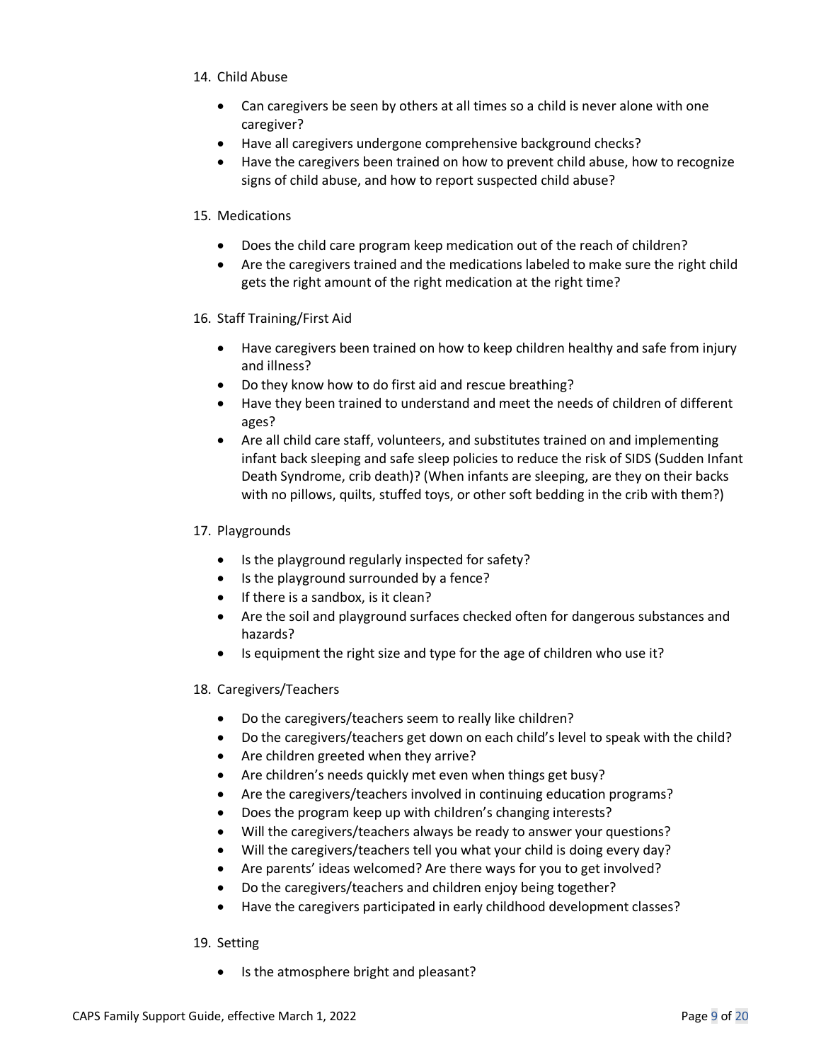14. Child Abuse

    - Can caregivers be seen by others at all times so a child is never alone with one caregiver?
    - Have all caregivers undergone comprehensive background checks?
    - Have the caregivers been trained on how to prevent child abuse, how to recognize signs of child abuse, and how to report suspected child abuse?

15. Medications

    - Does the child care program keep medication out of the reach of children?
    - Are the caregivers trained and the medications labeled to make sure the right child gets the right amount of the right medication at the right time?

16. Staff Training/First Aid

    - Have caregivers been trained on how to keep children healthy and safe from injury and illness?
    - Do they know how to do first aid and rescue breathing?
    - Have they been trained to understand and meet the needs of children of different ages?
    - Are all child care staff, volunteers, and substitutes trained on and implementing infant back sleeping and safe sleep policies to reduce the risk of SIDS (Sudden Infant Death Syndrome, crib death)? (When infants are sleeping, are they on their backs with no pillows, quilts, stuffed toys, or other soft bedding in the crib with them?)

17. Playgrounds

    - Is the playground regularly inspected for safety?
    - Is the playground surrounded by a fence?
    - If there is a sandbox, is it clean?
    - Are the soil and playground surfaces checked often for dangerous substances and hazards?
    - Is equipment the right size and type for the age of children who use it?

18. Caregivers/Teachers

    - Do the caregivers/teachers seem to really like children?
    - Do the caregivers/teachers get down on each child's level to speak with the child?
    - Are children greeted when they arrive?
    - Are children's needs quickly met even when things get busy?
    - Are the caregivers/teachers involved in continuing education programs?
    - Does the program keep up with children's changing interests?
    - Will the caregivers/teachers always be ready to answer your questions?
    - Will the caregivers/teachers tell you what your child is doing every day?
    - Are parents' ideas welcomed? Are there ways for you to get involved?
    - Do the caregivers/teachers and children enjoy being together?
    - Have the caregivers participated in early childhood development classes?

19. Setting

    - Is the atmosphere bright and pleasant?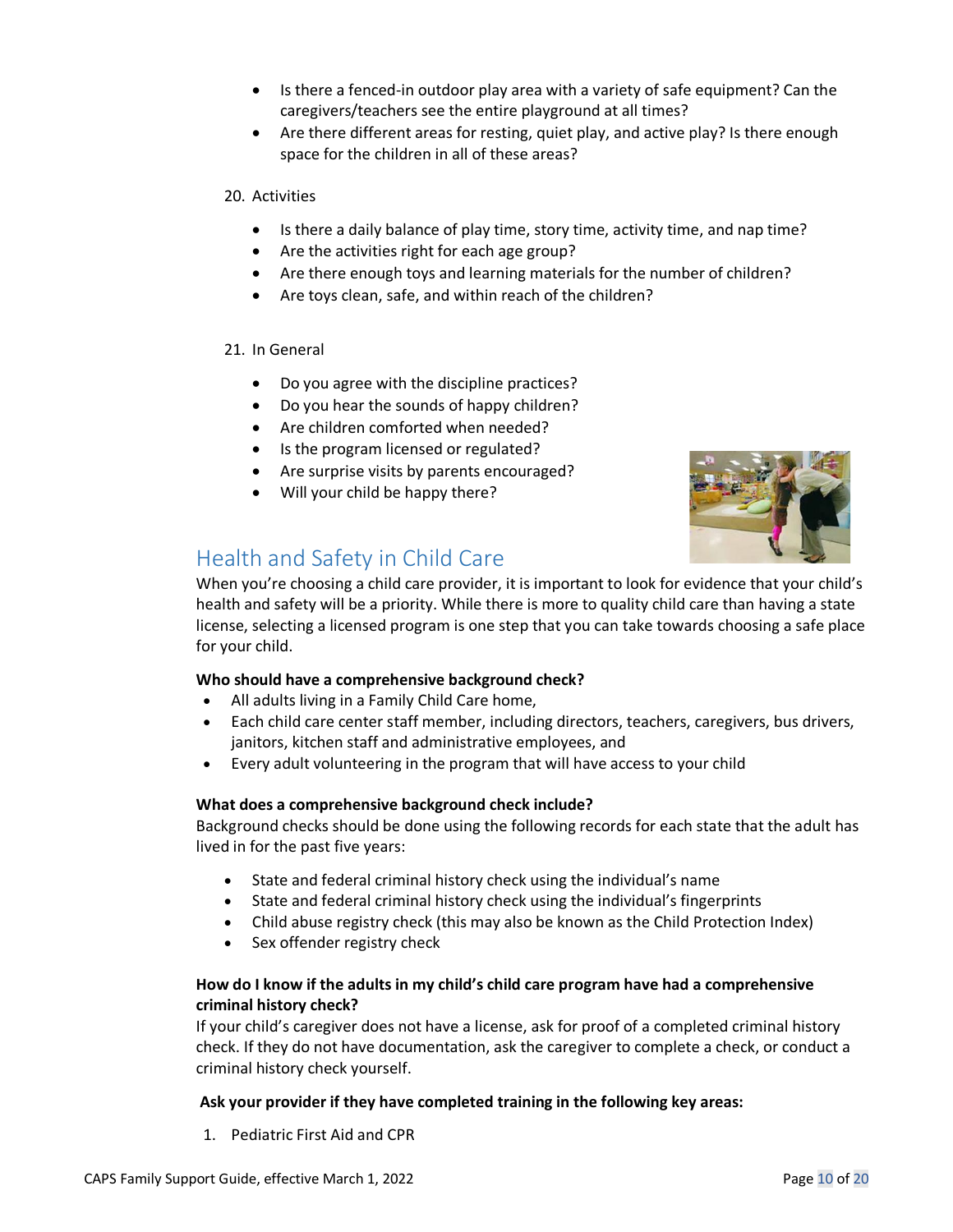- Is there a fenced-in outdoor play area with a variety of safe equipment? Can the caregivers/teachers see the entire playground at all times?
- Are there different areas for resting, quiet play, and active play? Is there enough space for the children in all of these areas?

20. Activities

- Is there a daily balance of play time, story time, activity time, and nap time?
- Are the activities right for each age group?
- Are there enough toys and learning materials for the number of children?
- Are toys clean, safe, and within reach of the children?

21. In General

- Do you agree with the discipline practices?
- Do you hear the sounds of happy children?
- Are children comforted when needed?
- Is the program licensed or regulated?
- Are surprise visits by parents encouraged?
- Will your child be happy there?

## Health and Safety in Child Care

When you're choosing a child care provider, it is important to look for evidence that your child's health and safety will be a priority. While there is more to quality child care than having a state license, selecting a licensed program is one step that you can take towards choosing a safe place for your child.

**Who should have a comprehensive background check?**

- All adults living in a Family Child Care home,
- Each child care center staff member, including directors, teachers, caregivers, bus drivers, janitors, kitchen staff and administrative employees, and
- Every adult volunteering in the program that will have access to your child

**What does a comprehensive background check include?**

Background checks should be done using the following records for each state that the adult has lived in for the past five years:

- State and federal criminal history check using the individual's name
- State and federal criminal history check using the individual's fingerprints
- Child abuse registry check (this may also be known as the Child Protection Index)
- Sex offender registry check

**How do I know if the adults in my child's child care program have had a comprehensive criminal history check?**

If your child's caregiver does not have a license, ask for proof of a completed criminal history check. If they do not have documentation, ask the caregiver to complete a check, or conduct a criminal history check yourself.

**Ask your provider if they have completed training in the following key areas:**

1. Pediatric First Aid and CPR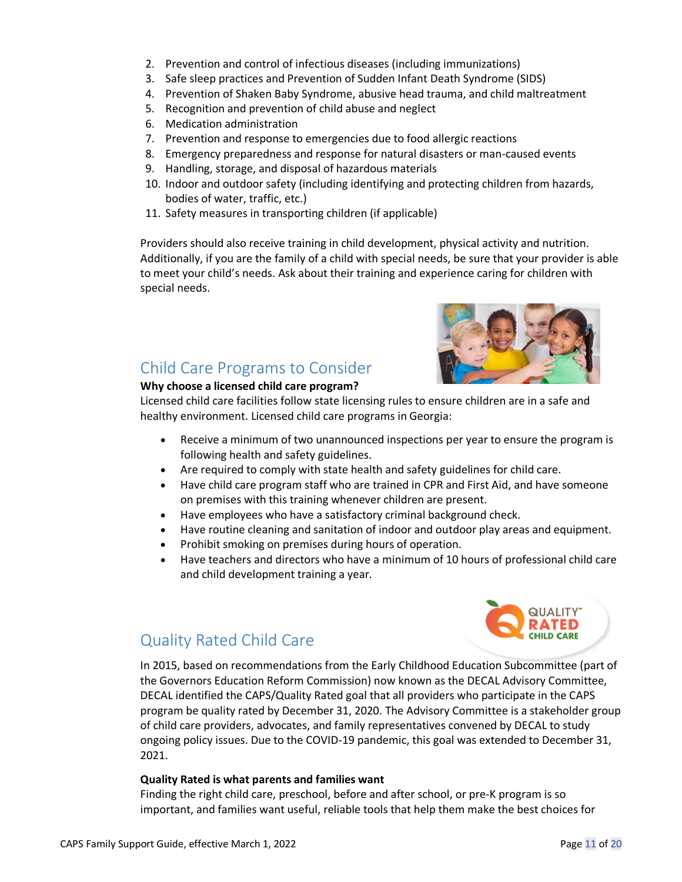2. Prevention and control of infectious diseases (including immunizations)
3. Safe sleep practices and Prevention of Sudden Infant Death Syndrome (SIDS)
4. Prevention of Shaken Baby Syndrome, abusive head trauma, and child maltreatment
5. Recognition and prevention of child abuse and neglect
6. Medication administration
7. Prevention and response to emergencies due to food allergic reactions
8. Emergency preparedness and response for natural disasters or man-caused events
9. Handling, storage, and disposal of hazardous materials
10. Indoor and outdoor safety (including identifying and protecting children from hazards, bodies of water, traffic, etc.)
11. Safety measures in transporting children (if applicable)

Providers should also receive training in child development, physical activity and nutrition. Additionally, if you are the family of a child with special needs, be sure that your provider is able to meet your child's needs. Ask about their training and experience caring for children with special needs.

## Child Care Programs to Consider

**Why choose a licensed child care program?**

Licensed child care facilities follow state licensing rules to ensure children are in a safe and healthy environment. Licensed child care programs in Georgia:

- Receive a minimum of two unannounced inspections per year to ensure the program is following health and safety guidelines.
- Are required to comply with state health and safety guidelines for child care.
- Have child care program staff who are trained in CPR and First Aid, and have someone on premises with this training whenever children are present.
- Have employees who have a satisfactory criminal background check.
- Have routine cleaning and sanitation of indoor and outdoor play areas and equipment.
- Prohibit smoking on premises during hours of operation.
- Have teachers and directors who have a minimum of 10 hours of professional child care and child development training a year.

## Quality Rated Child Care

In 2015, based on recommendations from the Early Childhood Education Subcommittee (part of the Governors Education Reform Commission) now known as the DECAL Advisory Committee, DECAL identified the CAPS/Quality Rated goal that all providers who participate in the CAPS program be quality rated by December 31, 2020. The Advisory Committee is a stakeholder group of child care providers, advocates, and family representatives convened by DECAL to study ongoing policy issues. Due to the COVID-19 pandemic, this goal was extended to December 31, 2021.

**Quality Rated is what parents and families want**

Finding the right child care, preschool, before and after school, or pre-K program is so important, and families want useful, reliable tools that help them make the best choices for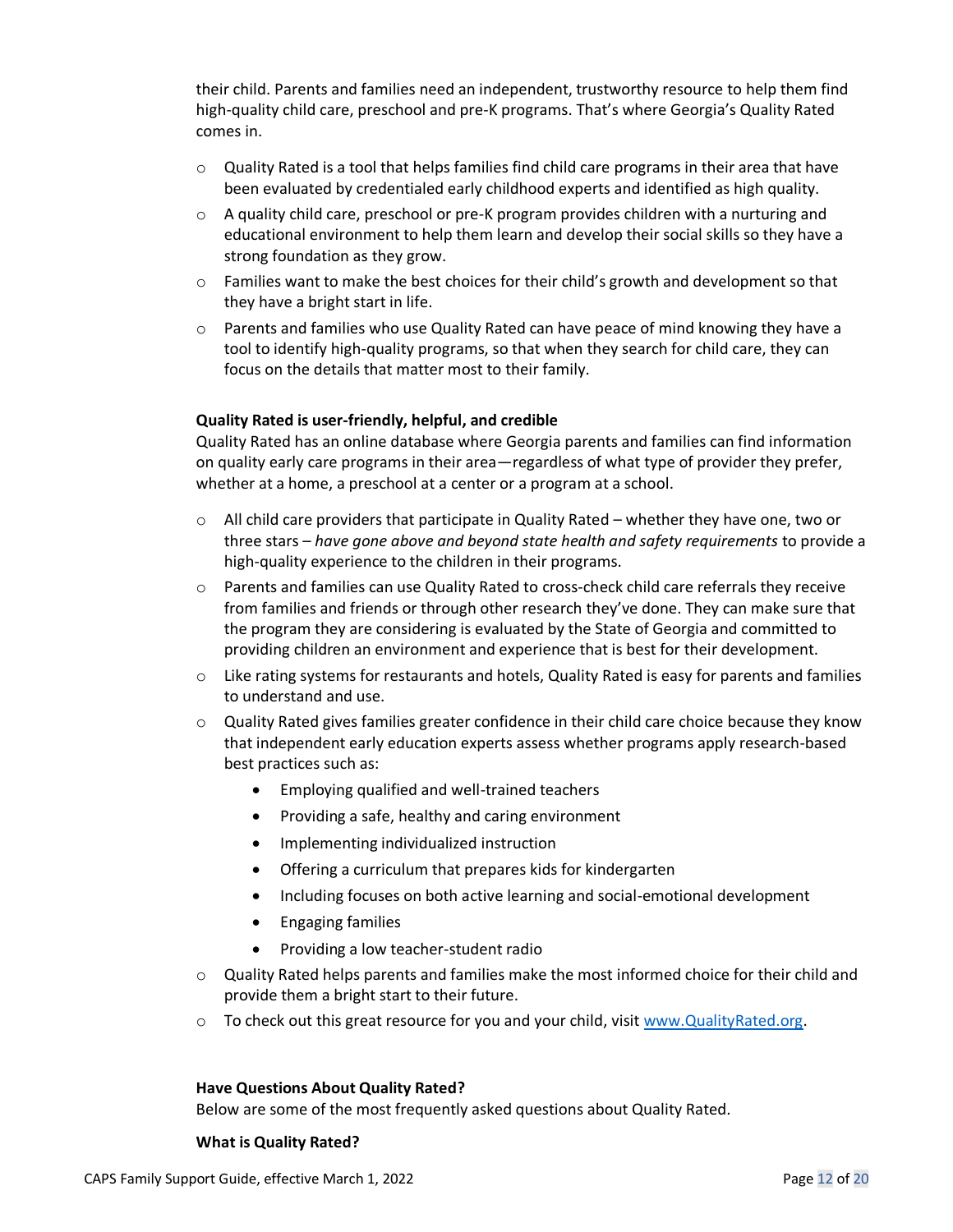their child. Parents and families need an independent, trustworthy resource to help them find high-quality child care, preschool and pre-K programs. That's where Georgia's Quality Rated comes in.

- Quality Rated is a tool that helps families find child care programs in their area that have been evaluated by credentialed early childhood experts and identified as high quality.
- A quality child care, preschool or pre-K program provides children with a nurturing and educational environment to help them learn and develop their social skills so they have a strong foundation as they grow.
- Families want to make the best choices for their child's growth and development so that they have a bright start in life.
- Parents and families who use Quality Rated can have peace of mind knowing they have a tool to identify high-quality programs, so that when they search for child care, they can focus on the details that matter most to their family.

**Quality Rated is user-friendly, helpful, and credible**

Quality Rated has an online database where Georgia parents and families can find information on quality early care programs in their area—regardless of what type of provider they prefer, whether at a home, a preschool at a center or a program at a school.

- All child care providers that participate in Quality Rated – whether they have one, two or three stars – *have gone above and beyond state health and safety requirements* to provide a high-quality experience to the children in their programs.
- Parents and families can use Quality Rated to cross-check child care referrals they receive from families and friends or through other research they've done. They can make sure that the program they are considering is evaluated by the State of Georgia and committed to providing children an environment and experience that is best for their development.
- Like rating systems for restaurants and hotels, Quality Rated is easy for parents and families to understand and use.
- Quality Rated gives families greater confidence in their child care choice because they know that independent early education experts assess whether programs apply research-based best practices such as:
  - Employing qualified and well-trained teachers
  - Providing a safe, healthy and caring environment
  - Implementing individualized instruction
  - Offering a curriculum that prepares kids for kindergarten
  - Including focuses on both active learning and social-emotional development
  - Engaging families
  - Providing a low teacher-student radio
- Quality Rated helps parents and families make the most informed choice for their child and provide them a bright start to their future.
- To check out this great resource for you and your child, visit www.QualityRated.org.

**Have Questions About Quality Rated?**

Below are some of the most frequently asked questions about Quality Rated.

**What is Quality Rated?**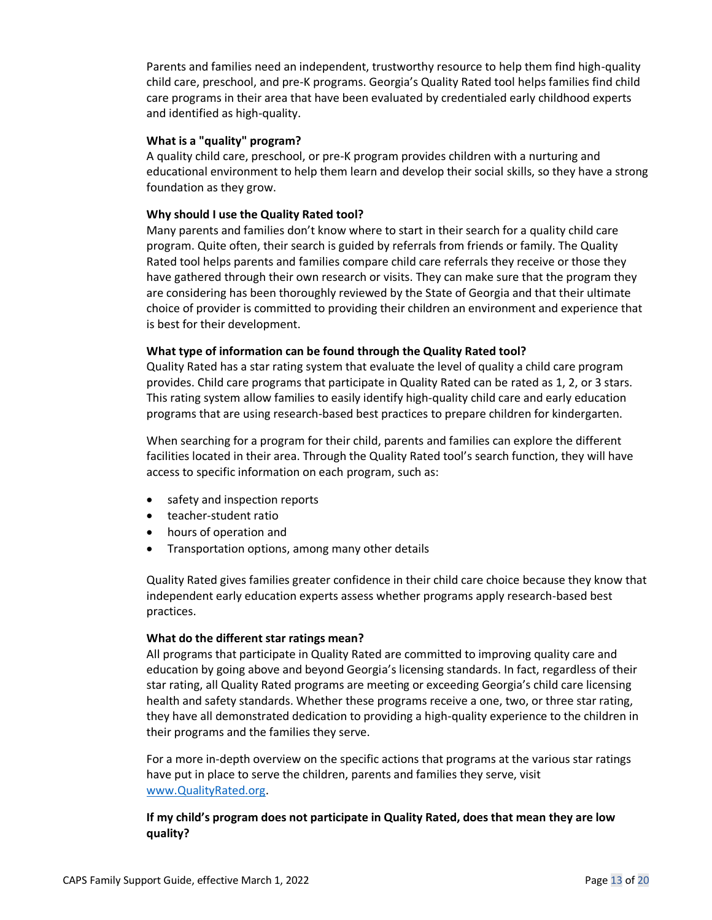Parents and families need an independent, trustworthy resource to help them find high-quality child care, preschool, and pre-K programs. Georgia's Quality Rated tool helps families find child care programs in their area that have been evaluated by credentialed early childhood experts and identified as high-quality.

**What is a "quality" program?**
A quality child care, preschool, or pre-K program provides children with a nurturing and educational environment to help them learn and develop their social skills, so they have a strong foundation as they grow.

**Why should I use the Quality Rated tool?**
Many parents and families don't know where to start in their search for a quality child care program. Quite often, their search is guided by referrals from friends or family. The Quality Rated tool helps parents and families compare child care referrals they receive or those they have gathered through their own research or visits. They can make sure that the program they are considering has been thoroughly reviewed by the State of Georgia and that their ultimate choice of provider is committed to providing their children an environment and experience that is best for their development.

**What type of information can be found through the Quality Rated tool?**
Quality Rated has a star rating system that evaluate the level of quality a child care program provides. Child care programs that participate in Quality Rated can be rated as 1, 2, or 3 stars. This rating system allow families to easily identify high-quality child care and early education programs that are using research-based best practices to prepare children for kindergarten.

When searching for a program for their child, parents and families can explore the different facilities located in their area. Through the Quality Rated tool's search function, they will have access to specific information on each program, such as:

- safety and inspection reports
- teacher-student ratio
- hours of operation and
- Transportation options, among many other details

Quality Rated gives families greater confidence in their child care choice because they know that independent early education experts assess whether programs apply research-based best practices.

**What do the different star ratings mean?**
All programs that participate in Quality Rated are committed to improving quality care and education by going above and beyond Georgia's licensing standards. In fact, regardless of their star rating, all Quality Rated programs are meeting or exceeding Georgia's child care licensing health and safety standards. Whether these programs receive a one, two, or three star rating, they have all demonstrated dedication to providing a high-quality experience to the children in their programs and the families they serve.

For a more in-depth overview on the specific actions that programs at the various star ratings have put in place to serve the children, parents and families they serve, visit [www.QualityRated.org](http://www.QualityRated.org).

**If my child's program does not participate in Quality Rated, does that mean they are low quality?**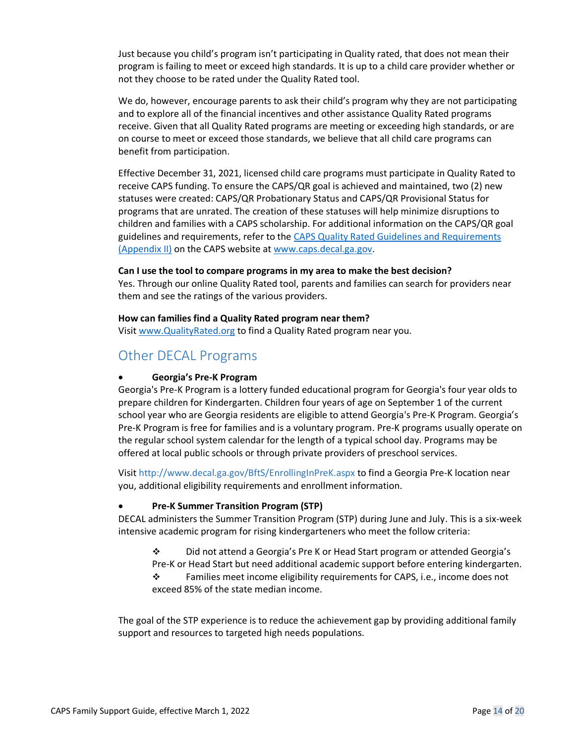Just because you child's program isn't participating in Quality rated, that does not mean their program is failing to meet or exceed high standards. It is up to a child care provider whether or not they choose to be rated under the Quality Rated tool.

We do, however, encourage parents to ask their child's program why they are not participating and to explore all of the financial incentives and other assistance Quality Rated programs receive. Given that all Quality Rated programs are meeting or exceeding high standards, or are on course to meet or exceed those standards, we believe that all child care programs can benefit from participation.

Effective December 31, 2021, licensed child care programs must participate in Quality Rated to receive CAPS funding. To ensure the CAPS/QR goal is achieved and maintained, two (2) new statuses were created: CAPS/QR Probationary Status and CAPS/QR Provisional Status for programs that are unrated. The creation of these statuses will help minimize disruptions to children and families with a CAPS scholarship. For additional information on the CAPS/QR goal guidelines and requirements, refer to the [CAPS Quality Rated Guidelines and Requirements (Appendix II)]() on the CAPS website at [www.caps.decal.ga.gov](www.caps.decal.ga.gov).

**Can I use the tool to compare programs in my area to make the best decision?**
Yes. Through our online Quality Rated tool, parents and families can search for providers near them and see the ratings of the various providers.

**How can families find a Quality Rated program near them?**
Visit [www.QualityRated.org](www.QualityRated.org) to find a Quality Rated program near you.

## Other DECAL Programs

- **Georgia's Pre-K Program**

Georgia's Pre-K Program is a lottery funded educational program for Georgia's four year olds to prepare children for Kindergarten. Children four years of age on September 1 of the current school year who are Georgia residents are eligible to attend Georgia's Pre-K Program. Georgia's Pre-K Program is free for families and is a voluntary program. Pre-K programs usually operate on the regular school system calendar for the length of a typical school day. Programs may be offered at local public schools or through private providers of preschool services.

Visit http://www.decal.ga.gov/BftS/EnrollingInPreK.aspx to find a Georgia Pre-K location near you, additional eligibility requirements and enrollment information.

- **Pre-K Summer Transition Program (STP)**

DECAL administers the Summer Transition Program (STP) during June and July. This is a six-week intensive academic program for rising kindergarteners who meet the follow criteria:

- Did not attend a Georgia's Pre K or Head Start program or attended Georgia's Pre-K or Head Start but need additional academic support before entering kindergarten.
- Families meet income eligibility requirements for CAPS, i.e., income does not exceed 85% of the state median income.

The goal of the STP experience is to reduce the achievement gap by providing additional family support and resources to targeted high needs populations.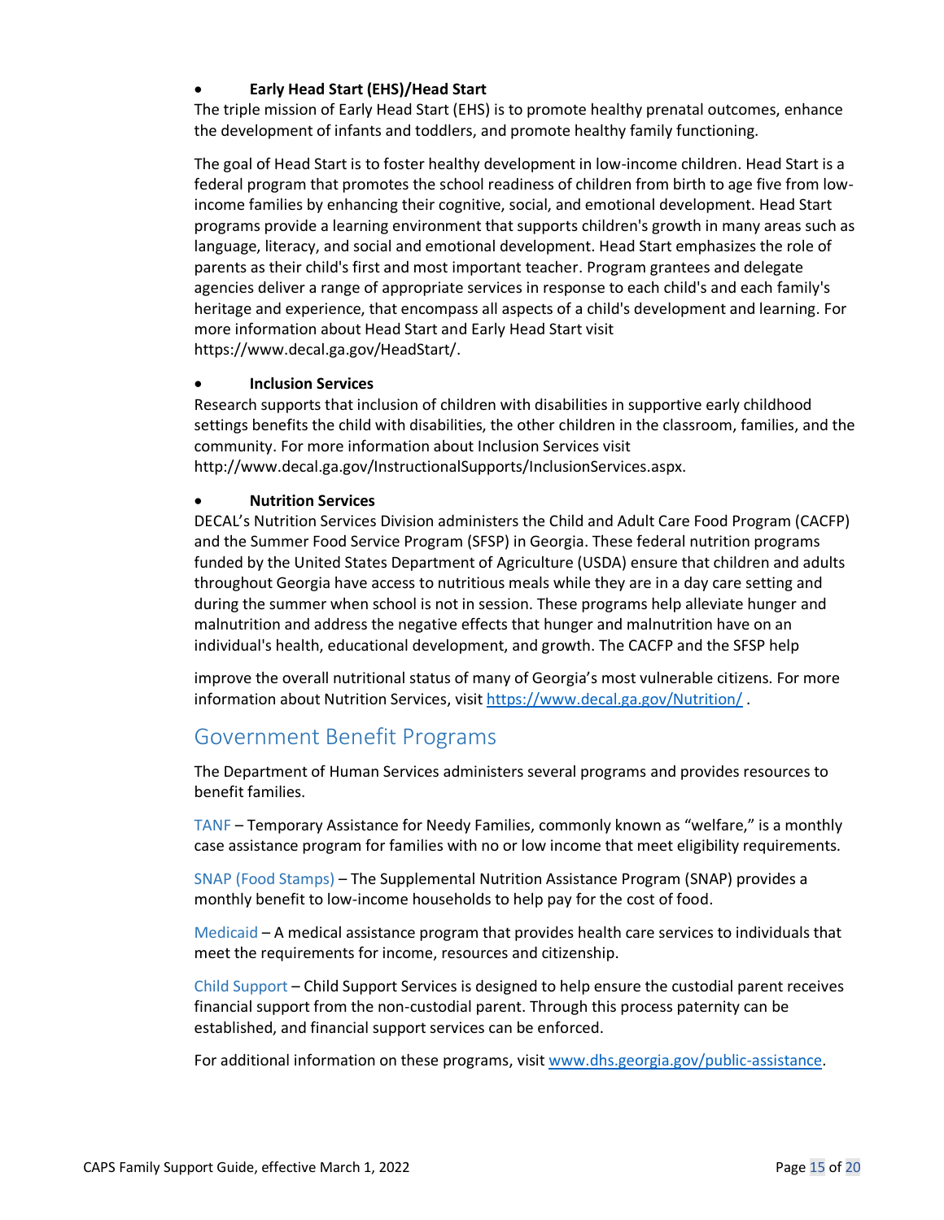- **Early Head Start (EHS)/Head Start**

The triple mission of Early Head Start (EHS) is to promote healthy prenatal outcomes, enhance the development of infants and toddlers, and promote healthy family functioning.

The goal of Head Start is to foster healthy development in low-income children. Head Start is a federal program that promotes the school readiness of children from birth to age five from low-income families by enhancing their cognitive, social, and emotional development. Head Start programs provide a learning environment that supports children's growth in many areas such as language, literacy, and social and emotional development. Head Start emphasizes the role of parents as their child's first and most important teacher. Program grantees and delegate agencies deliver a range of appropriate services in response to each child's and each family's heritage and experience, that encompass all aspects of a child's development and learning. For more information about Head Start and Early Head Start visit https://www.decal.ga.gov/HeadStart/.

- **Inclusion Services**

Research supports that inclusion of children with disabilities in supportive early childhood settings benefits the child with disabilities, the other children in the classroom, families, and the community. For more information about Inclusion Services visit http://www.decal.ga.gov/InstructionalSupports/InclusionServices.aspx.

- **Nutrition Services**

DECAL's Nutrition Services Division administers the Child and Adult Care Food Program (CACFP) and the Summer Food Service Program (SFSP) in Georgia. These federal nutrition programs funded by the United States Department of Agriculture (USDA) ensure that children and adults throughout Georgia have access to nutritious meals while they are in a day care setting and during the summer when school is not in session. These programs help alleviate hunger and malnutrition and address the negative effects that hunger and malnutrition have on an individual's health, educational development, and growth. The CACFP and the SFSP help improve the overall nutritional status of many of Georgia's most vulnerable citizens. For more information about Nutrition Services, visit https://www.decal.ga.gov/Nutrition/ .

## Government Benefit Programs

The Department of Human Services administers several programs and provides resources to benefit families.

TANF – Temporary Assistance for Needy Families, commonly known as "welfare," is a monthly case assistance program for families with no or low income that meet eligibility requirements.

SNAP (Food Stamps) – The Supplemental Nutrition Assistance Program (SNAP) provides a monthly benefit to low-income households to help pay for the cost of food.

Medicaid – A medical assistance program that provides health care services to individuals that meet the requirements for income, resources and citizenship.

Child Support – Child Support Services is designed to help ensure the custodial parent receives financial support from the non-custodial parent. Through this process paternity can be established, and financial support services can be enforced.

For additional information on these programs, visit www.dhs.georgia.gov/public-assistance.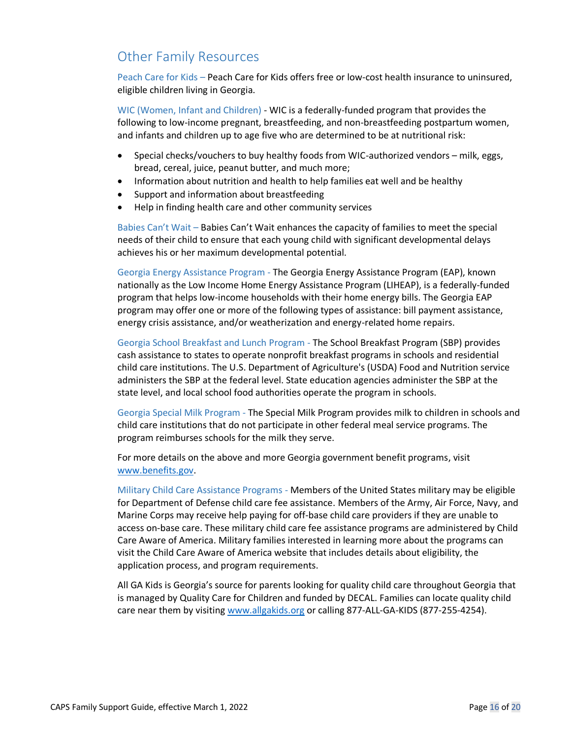## Other Family Resources

Peach Care for Kids – Peach Care for Kids offers free or low-cost health insurance to uninsured, eligible children living in Georgia.

WIC (Women, Infant and Children) - WIC is a federally-funded program that provides the following to low-income pregnant, breastfeeding, and non-breastfeeding postpartum women, and infants and children up to age five who are determined to be at nutritional risk:

- Special checks/vouchers to buy healthy foods from WIC-authorized vendors – milk, eggs, bread, cereal, juice, peanut butter, and much more;
- Information about nutrition and health to help families eat well and be healthy
- Support and information about breastfeeding
- Help in finding health care and other community services

Babies Can't Wait – Babies Can't Wait enhances the capacity of families to meet the special needs of their child to ensure that each young child with significant developmental delays achieves his or her maximum developmental potential.

Georgia Energy Assistance Program - The Georgia Energy Assistance Program (EAP), known nationally as the Low Income Home Energy Assistance Program (LIHEAP), is a federally-funded program that helps low-income households with their home energy bills. The Georgia EAP program may offer one or more of the following types of assistance: bill payment assistance, energy crisis assistance, and/or weatherization and energy-related home repairs.

Georgia School Breakfast and Lunch Program - The School Breakfast Program (SBP) provides cash assistance to states to operate nonprofit breakfast programs in schools and residential child care institutions. The U.S. Department of Agriculture's (USDA) Food and Nutrition service administers the SBP at the federal level. State education agencies administer the SBP at the state level, and local school food authorities operate the program in schools.

Georgia Special Milk Program - The Special Milk Program provides milk to children in schools and child care institutions that do not participate in other federal meal service programs. The program reimburses schools for the milk they serve.

For more details on the above and more Georgia government benefit programs, visit www.benefits.gov.

Military Child Care Assistance Programs - Members of the United States military may be eligible for Department of Defense child care fee assistance. Members of the Army, Air Force, Navy, and Marine Corps may receive help paying for off-base child care providers if they are unable to access on-base care. These military child care fee assistance programs are administered by Child Care Aware of America. Military families interested in learning more about the programs can visit the Child Care Aware of America website that includes details about eligibility, the application process, and program requirements.

All GA Kids is Georgia's source for parents looking for quality child care throughout Georgia that is managed by Quality Care for Children and funded by DECAL. Families can locate quality child care near them by visiting www.allgakids.org or calling 877-ALL-GA-KIDS (877-255-4254).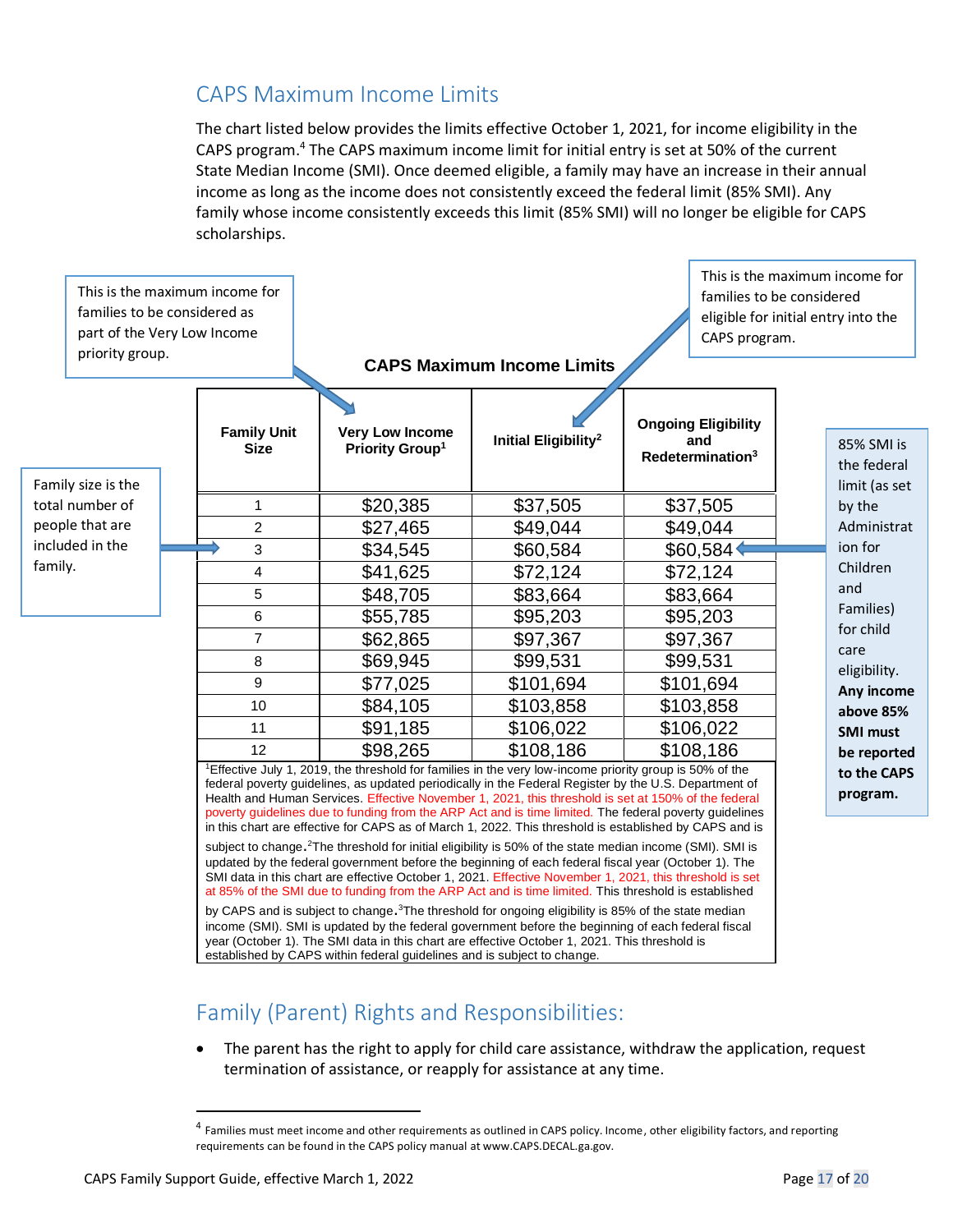## CAPS Maximum Income Limits

The chart listed below provides the limits effective October 1, 2021, for income eligibility in the CAPS program.[4] The CAPS maximum income limit for initial entry is set at 50% of the current State Median Income (SMI). Once deemed eligible, a family may have an increase in their annual income as long as the income does not consistently exceed the federal limit (85% SMI). Any family whose income consistently exceeds this limit (85% SMI) will no longer be eligible for CAPS scholarships.

This is the maximum income for families to be considered as part of the Very Low Income priority group.

This is the maximum income for families to be considered eligible for initial entry into the CAPS program.

Family size is the total number of people that are included in the family.

85% SMI is the federal limit (as set by the Administration for Children and Families) for child care eligibility. **Any income above 85% SMI must be reported to the CAPS program.**

**CAPS Maximum Income Limits**

| Family Unit Size | Very Low Income Priority Group[1] | Initial Eligibility[2] | Ongoing Eligibility and Redetermination[3] |
|---|---|---|---|
| 1 | $20,385 | $37,505 | $37,505 |
| 2 | $27,465 | $49,044 | $49,044 |
| 3 | $34,545 | $60,584 | $60,584 |
| 4 | $41,625 | $72,124 | $72,124 |
| 5 | $48,705 | $83,664 | $83,664 |
| 6 | $55,785 | $95,203 | $95,203 |
| 7 | $62,865 | $97,367 | $97,367 |
| 8 | $69,945 | $99,531 | $99,531 |
| 9 | $77,025 | $101,694 | $101,694 |
| 10 | $84,105 | $103,858 | $103,858 |
| 11 | $91,185 | $106,022 | $106,022 |
| 12 | $98,265 | $108,186 | $108,186 |

[1]Effective July 1, 2019, the threshold for families in the very low-income priority group is 50% of the federal poverty guidelines, as updated periodically in the Federal Register by the U.S. Department of Health and Human Services. Effective November 1, 2021, this threshold is set at 150% of the federal poverty guidelines due to funding from the ARP Act and is time limited. The federal poverty guidelines in this chart are effective for CAPS as of March 1, 2022. This threshold is established by CAPS and is subject to change. [2]The threshold for initial eligibility is 50% of the state median income (SMI). SMI is updated by the federal government before the beginning of each federal fiscal year (October 1). The SMI data in this chart are effective October 1, 2021. Effective November 1, 2021, this threshold is set at 85% of the SMI due to funding from the ARP Act and is time limited. This threshold is established by CAPS and is subject to change. [3]The threshold for ongoing eligibility is 85% of the state median income (SMI). SMI is updated by the federal government before the beginning of each federal fiscal year (October 1). The SMI data in this chart are effective October 1, 2021. This threshold is established by CAPS within federal guidelines and is subject to change.

## Family (Parent) Rights and Responsibilities:

- The parent has the right to apply for child care assistance, withdraw the application, request termination of assistance, or reapply for assistance at any time.

[4] Families must meet income and other requirements as outlined in CAPS policy. Income, other eligibility factors, and reporting requirements can be found in the CAPS policy manual at www.CAPS.DECAL.ga.gov.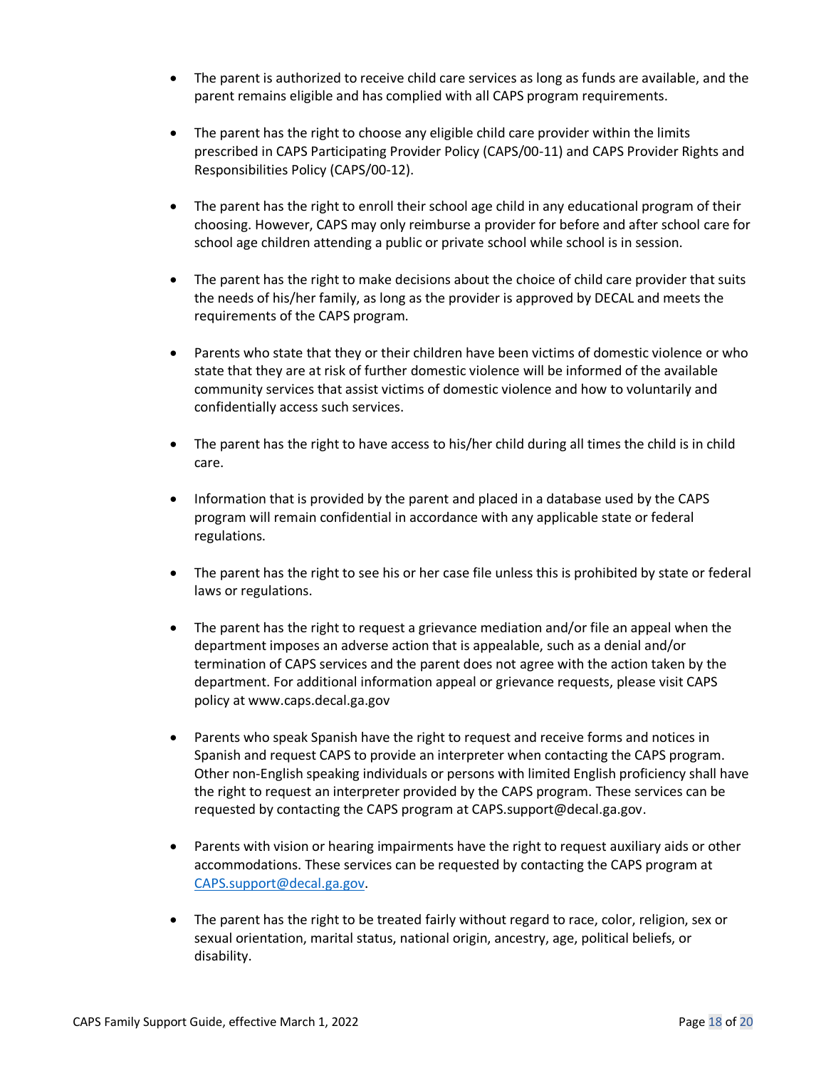- The parent is authorized to receive child care services as long as funds are available, and the parent remains eligible and has complied with all CAPS program requirements.

- The parent has the right to choose any eligible child care provider within the limits prescribed in CAPS Participating Provider Policy (CAPS/00-11) and CAPS Provider Rights and Responsibilities Policy (CAPS/00-12).

- The parent has the right to enroll their school age child in any educational program of their choosing. However, CAPS may only reimburse a provider for before and after school care for school age children attending a public or private school while school is in session.

- The parent has the right to make decisions about the choice of child care provider that suits the needs of his/her family, as long as the provider is approved by DECAL and meets the requirements of the CAPS program.

- Parents who state that they or their children have been victims of domestic violence or who state that they are at risk of further domestic violence will be informed of the available community services that assist victims of domestic violence and how to voluntarily and confidentially access such services.

- The parent has the right to have access to his/her child during all times the child is in child care.

- Information that is provided by the parent and placed in a database used by the CAPS program will remain confidential in accordance with any applicable state or federal regulations.

- The parent has the right to see his or her case file unless this is prohibited by state or federal laws or regulations.

- The parent has the right to request a grievance mediation and/or file an appeal when the department imposes an adverse action that is appealable, such as a denial and/or termination of CAPS services and the parent does not agree with the action taken by the department. For additional information appeal or grievance requests, please visit CAPS policy at www.caps.decal.ga.gov

- Parents who speak Spanish have the right to request and receive forms and notices in Spanish and request CAPS to provide an interpreter when contacting the CAPS program. Other non-English speaking individuals or persons with limited English proficiency shall have the right to request an interpreter provided by the CAPS program. These services can be requested by contacting the CAPS program at CAPS.support@decal.ga.gov.

- Parents with vision or hearing impairments have the right to request auxiliary aids or other accommodations. These services can be requested by contacting the CAPS program at CAPS.support@decal.ga.gov.

- The parent has the right to be treated fairly without regard to race, color, religion, sex or sexual orientation, marital status, national origin, ancestry, age, political beliefs, or disability.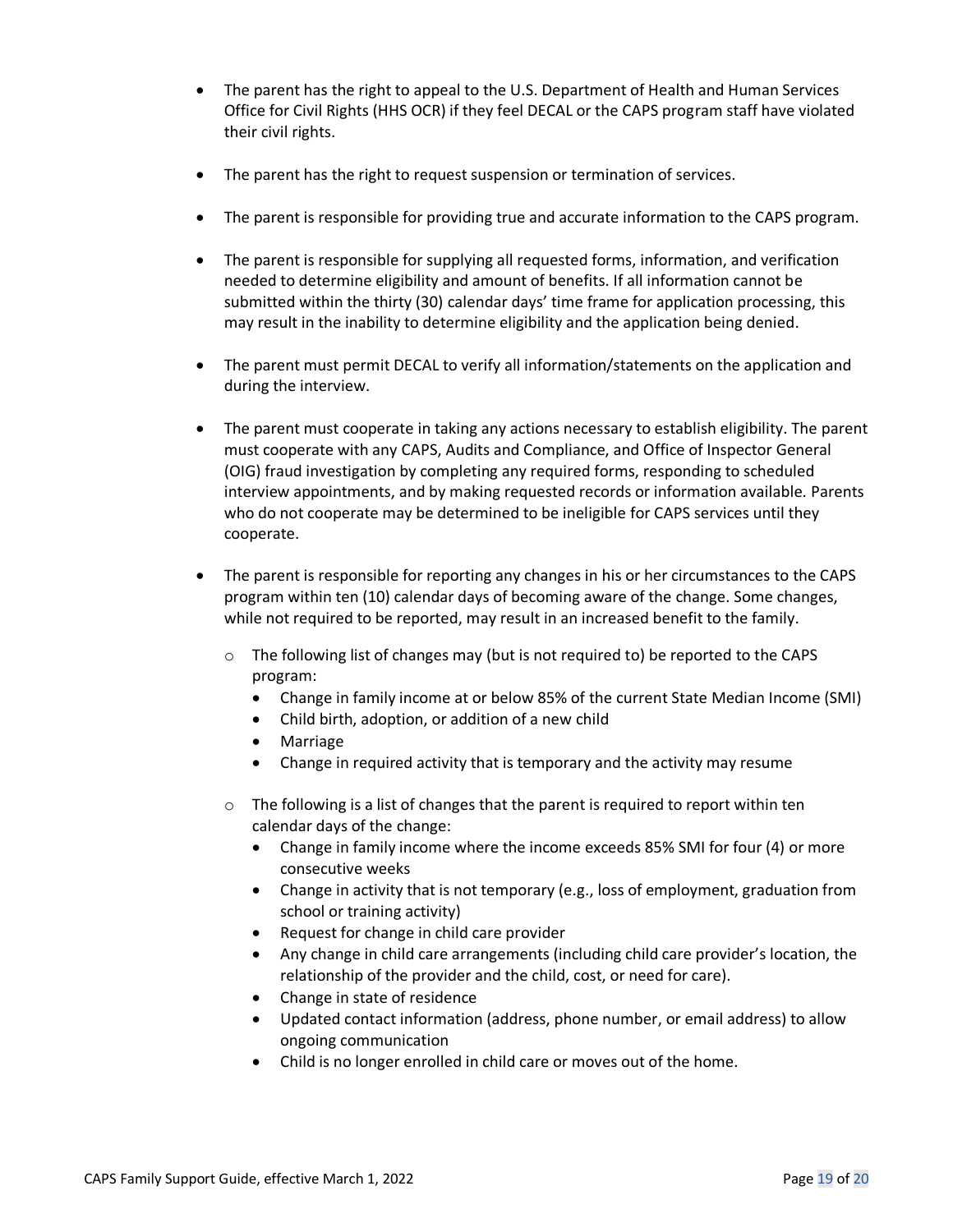- The parent has the right to appeal to the U.S. Department of Health and Human Services Office for Civil Rights (HHS OCR) if they feel DECAL or the CAPS program staff have violated their civil rights.

- The parent has the right to request suspension or termination of services.

- The parent is responsible for providing true and accurate information to the CAPS program.

- The parent is responsible for supplying all requested forms, information, and verification needed to determine eligibility and amount of benefits. If all information cannot be submitted within the thirty (30) calendar days' time frame for application processing, this may result in the inability to determine eligibility and the application being denied.

- The parent must permit DECAL to verify all information/statements on the application and during the interview.

- The parent must cooperate in taking any actions necessary to establish eligibility. The parent must cooperate with any CAPS, Audits and Compliance, and Office of Inspector General (OIG) fraud investigation by completing any required forms, responding to scheduled interview appointments, and by making requested records or information available. Parents who do not cooperate may be determined to be ineligible for CAPS services until they cooperate.

- The parent is responsible for reporting any changes in his or her circumstances to the CAPS program within ten (10) calendar days of becoming aware of the change. Some changes, while not required to be reported, may result in an increased benefit to the family.

  - The following list of changes may (but is not required to) be reported to the CAPS program:
    - Change in family income at or below 85% of the current State Median Income (SMI)
    - Child birth, adoption, or addition of a new child
    - Marriage
    - Change in required activity that is temporary and the activity may resume

  - The following is a list of changes that the parent is required to report within ten calendar days of the change:
    - Change in family income where the income exceeds 85% SMI for four (4) or more consecutive weeks
    - Change in activity that is not temporary (e.g., loss of employment, graduation from school or training activity)
    - Request for change in child care provider
    - Any change in child care arrangements (including child care provider's location, the relationship of the provider and the child, cost, or need for care).
    - Change in state of residence
    - Updated contact information (address, phone number, or email address) to allow ongoing communication
    - Child is no longer enrolled in child care or moves out of the home.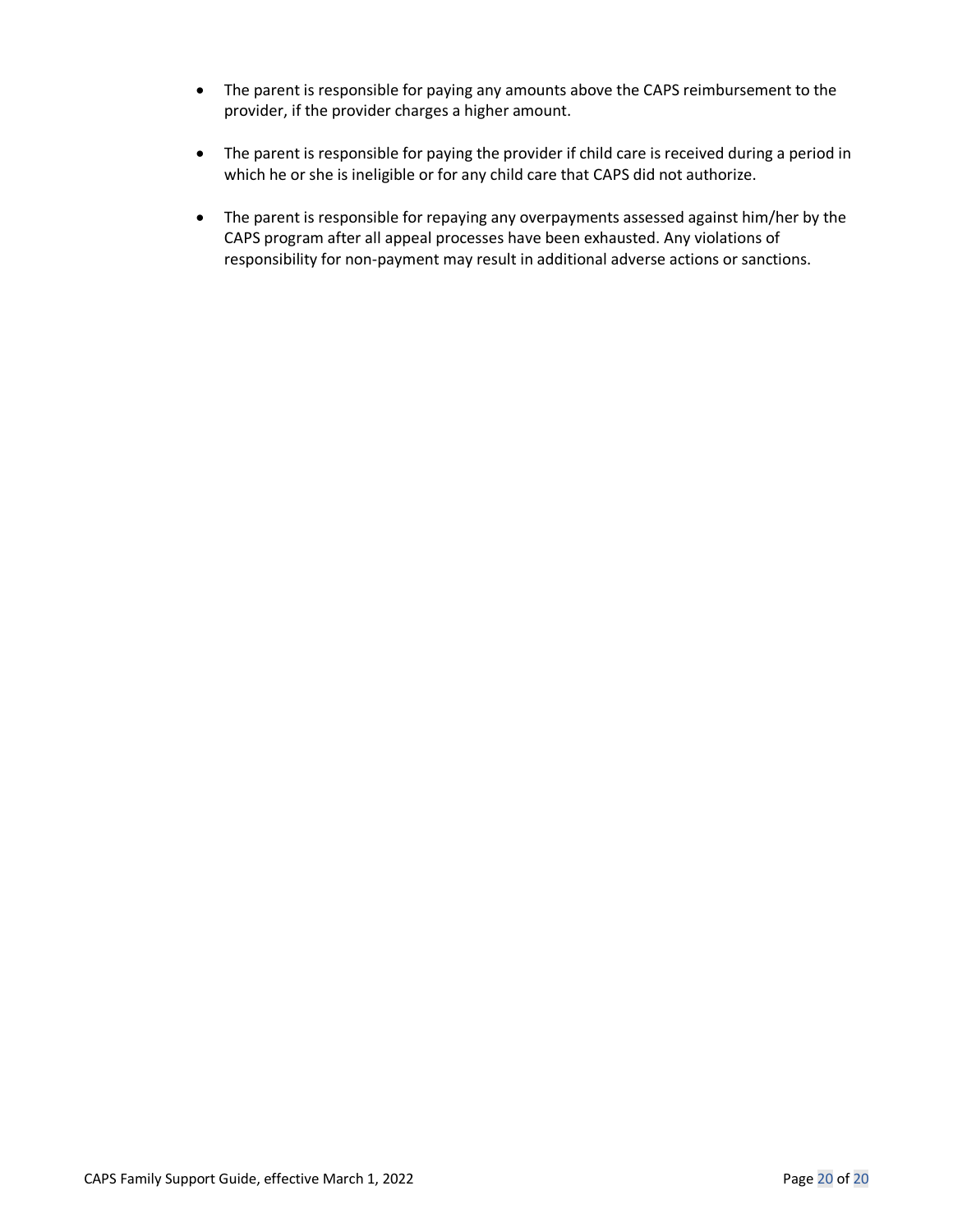- The parent is responsible for paying any amounts above the CAPS reimbursement to the provider, if the provider charges a higher amount.

- The parent is responsible for paying the provider if child care is received during a period in which he or she is ineligible or for any child care that CAPS did not authorize.

- The parent is responsible for repaying any overpayments assessed against him/her by the CAPS program after all appeal processes have been exhausted. Any violations of responsibility for non-payment may result in additional adverse actions or sanctions.